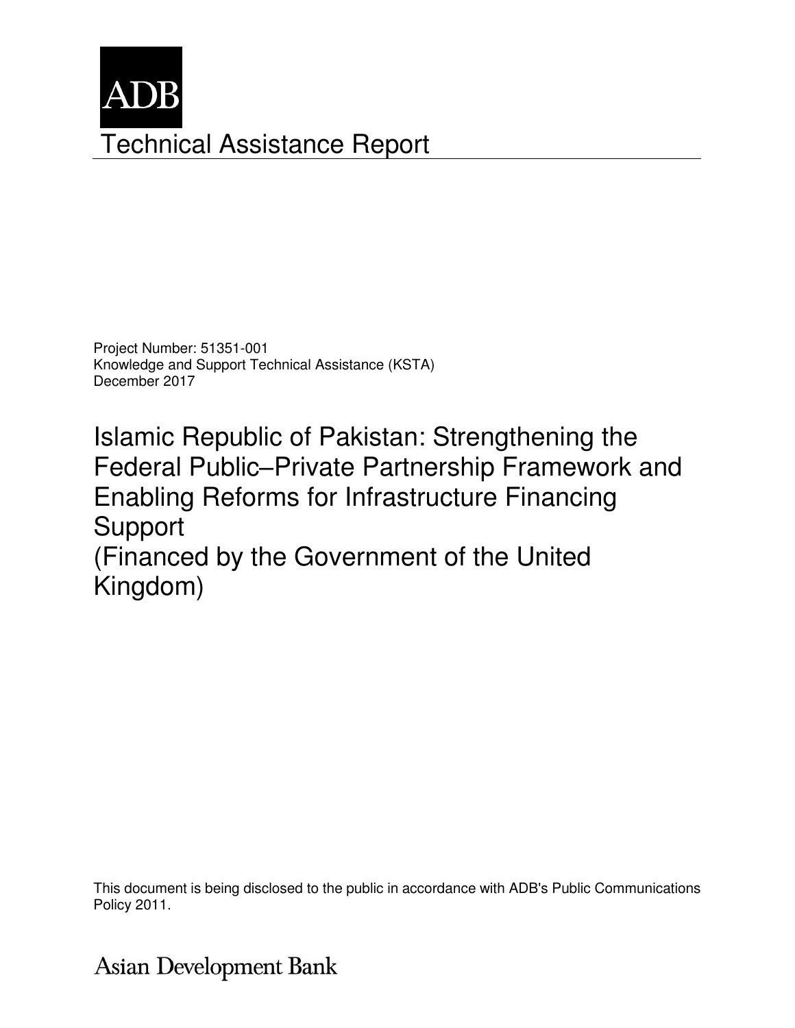ADB

# Technical Assistance Report

Project Number: 51351-001
Knowledge and Support Technical Assistance (KSTA)
December 2017

## Islamic Republic of Pakistan: Strengthening the Federal Public–Private Partnership Framework and Enabling Reforms for Infrastructure Financing Support (Financed by the Government of the United Kingdom)

This document is being disclosed to the public in accordance with ADB's Public Communications Policy 2011.

Asian Development Bank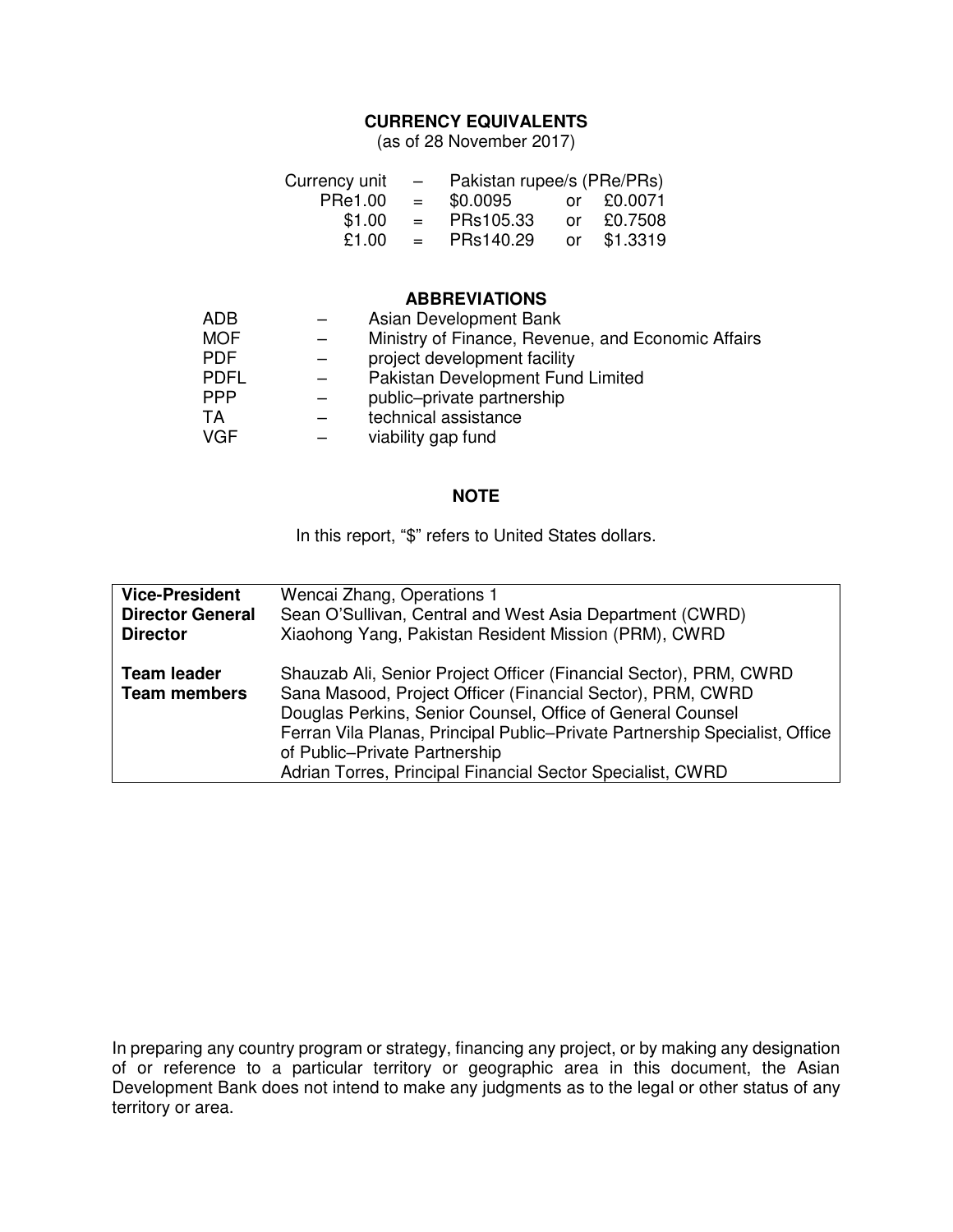## CURRENCY EQUIVALENTS

(as of 28 November 2017)

| Currency unit | – | Pakistan rupee/s (PRe/PRs) | | |
|---|---|---|---|---|
| PRe1.00 | = | $0.0095 | or | £0.0071 |
| $1.00 | = | PRs105.33 | or | £0.7508 |
| £1.00 | = | PRs140.29 | or | $1.3319 |

## ABBREVIATIONS

| | | |
|---|---|---|
| ADB | – | Asian Development Bank |
| MOF | – | Ministry of Finance, Revenue, and Economic Affairs |
| PDF | – | project development facility |
| PDFL | – | Pakistan Development Fund Limited |
| PPP | – | public–private partnership |
| TA | – | technical assistance |
| VGF | – | viability gap fund |

## NOTE

In this report, "$" refers to United States dollars.

| | |
|---|---|
| **Vice-President** | Wencai Zhang, Operations 1 |
| **Director General** | Sean O'Sullivan, Central and West Asia Department (CWRD) |
| **Director** | Xiaohong Yang, Pakistan Resident Mission (PRM), CWRD |
| **Team leader** | Shauzab Ali, Senior Project Officer (Financial Sector), PRM, CWRD |
| **Team members** | Sana Masood, Project Officer (Financial Sector), PRM, CWRD |
| | Douglas Perkins, Senior Counsel, Office of General Counsel |
| | Ferran Vila Planas, Principal Public–Private Partnership Specialist, Office of Public–Private Partnership |
| | Adrian Torres, Principal Financial Sector Specialist, CWRD |

In preparing any country program or strategy, financing any project, or by making any designation of or reference to a particular territory or geographic area in this document, the Asian Development Bank does not intend to make any judgments as to the legal or other status of any territory or area.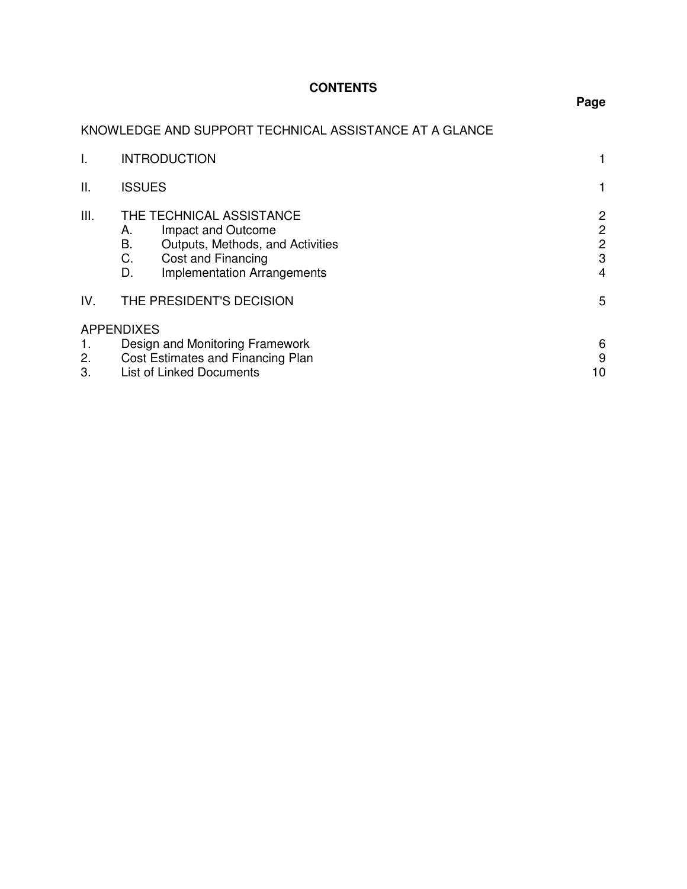# CONTENTS

| | | Page |
|---|---|---|
| KNOWLEDGE AND SUPPORT TECHNICAL ASSISTANCE AT A GLANCE | | |
| I. | INTRODUCTION | 1 |
| II. | ISSUES | 1 |
| III. | THE TECHNICAL ASSISTANCE | 2 |
| | A. Impact and Outcome | 2 |
| | B. Outputs, Methods, and Activities | 2 |
| | C. Cost and Financing | 3 |
| | D. Implementation Arrangements | 4 |
| IV. | THE PRESIDENT'S DECISION | 5 |
| APPENDIXES | | |
| 1. | Design and Monitoring Framework | 6 |
| 2. | Cost Estimates and Financing Plan | 9 |
| 3. | List of Linked Documents | 10 |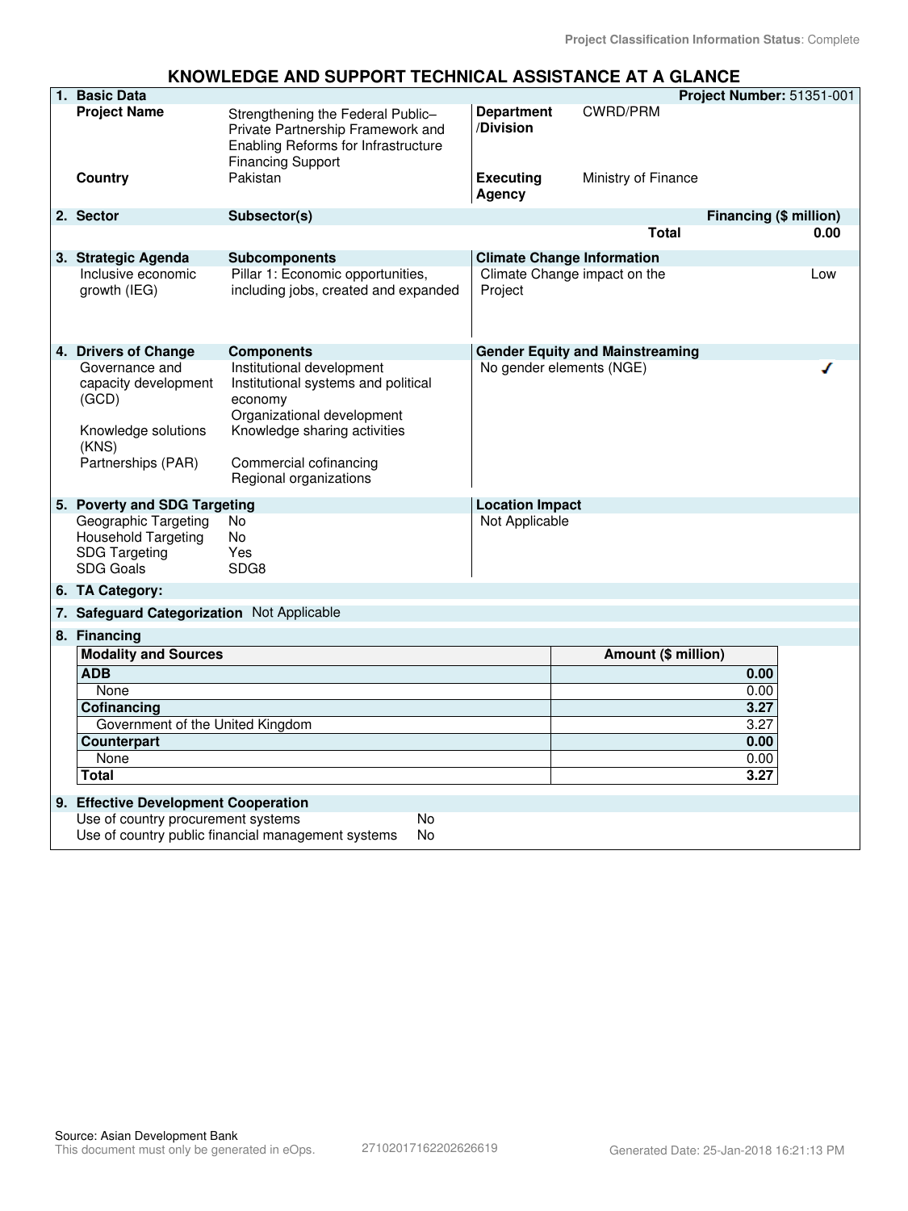Project Classification Information Status: Complete

# KNOWLEDGE AND SUPPORT TECHNICAL ASSISTANCE AT A GLANCE

| 1. Basic Data | | | Project Number: 51351-001 |
|---|---|---|---|
| Project Name | Strengthening the Federal Public–Private Partnership Framework and Enabling Reforms for Infrastructure Financing Support | Department/Division | CWRD/PRM |
| Country | Pakistan | Executing Agency | Ministry of Finance |

| 2. Sector | Subsector(s) | Financing ($ million) |
|---|---|---|
| | Total | 0.00 |

| 3. Strategic Agenda | Subcomponents | Climate Change Information | |
|---|---|---|---|
| Inclusive economic growth (IEG) | Pillar 1: Economic opportunities, including jobs, created and expanded | Climate Change impact on the Project | Low |

| 4. Drivers of Change | Components | Gender Equity and Mainstreaming | |
|---|---|---|---|
| Governance and capacity development (GCD) | Institutional development<br>Institutional systems and political economy<br>Organizational development | No gender elements (NGE) | ✓ |
| Knowledge solutions (KNS) | Knowledge sharing activities | | |
| Partnerships (PAR) | Commercial cofinancing<br>Regional organizations | | |

| 5. Poverty and SDG Targeting | | Location Impact |
|---|---|---|
| Geographic Targeting | No | Not Applicable |
| Household Targeting | No | |
| SDG Targeting | Yes | |
| SDG Goals | SDG8 | |

**6. TA Category:**

**7. Safeguard Categorization** Not Applicable

**8. Financing**

| Modality and Sources | Amount ($ million) |
|---|---|
| **ADB** | **0.00** |
| None | 0.00 |
| **Cofinancing** | **3.27** |
| Government of the United Kingdom | 3.27 |
| **Counterpart** | **0.00** |
| None | 0.00 |
| **Total** | **3.27** |

**9. Effective Development Cooperation**

| | |
|---|---|
| Use of country procurement systems | No |
| Use of country public financial management systems | No |

Source: Asian Development Bank
This document must only be generated in eOps. 27102017162202626619 Generated Date: 25-Jan-2018 16:21:13 PM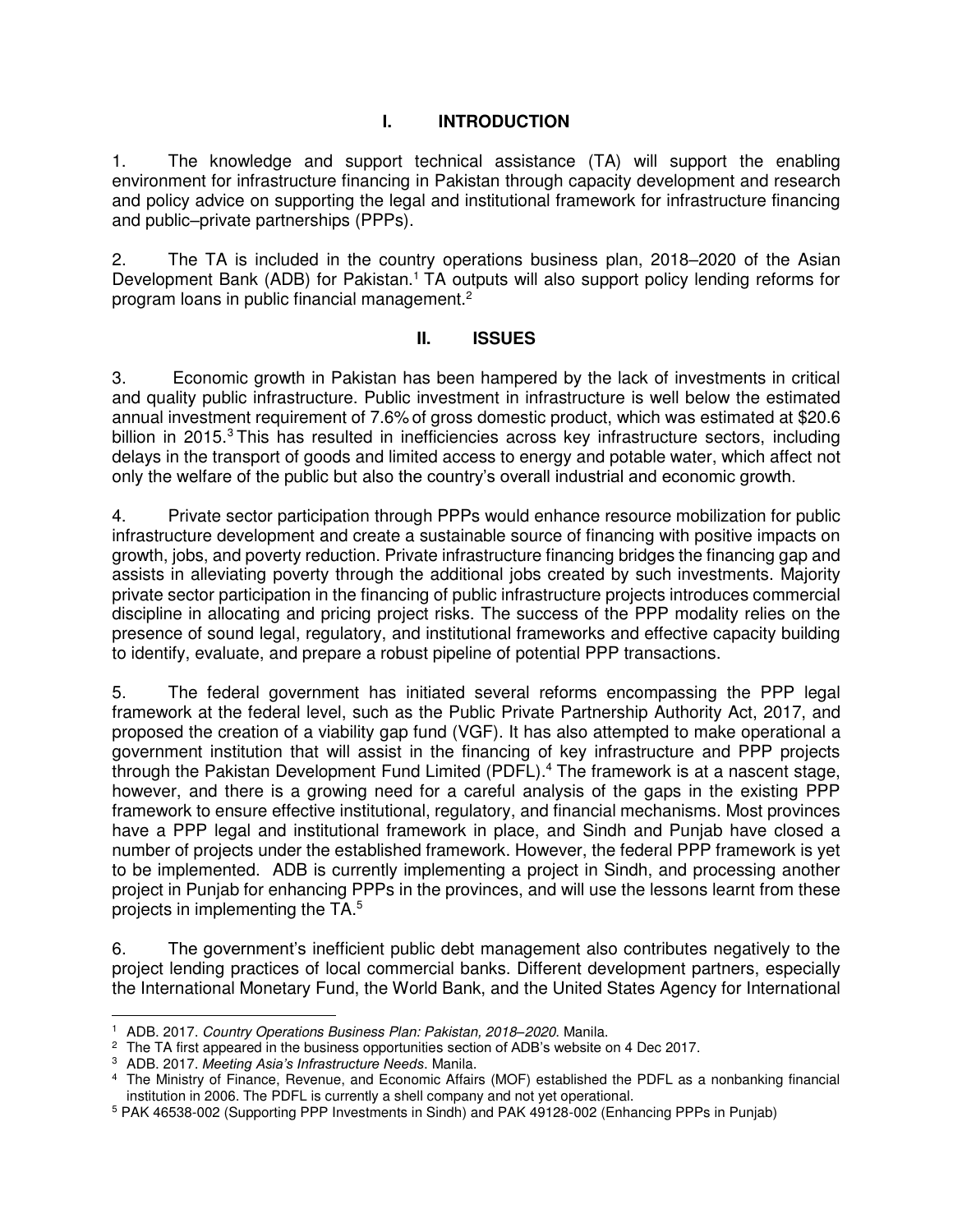## I. INTRODUCTION

1. The knowledge and support technical assistance (TA) will support the enabling environment for infrastructure financing in Pakistan through capacity development and research and policy advice on supporting the legal and institutional framework for infrastructure financing and public–private partnerships (PPPs).

2. The TA is included in the country operations business plan, 2018–2020 of the Asian Development Bank (ADB) for Pakistan.[1] TA outputs will also support policy lending reforms for program loans in public financial management.[2]

## II. ISSUES

3. Economic growth in Pakistan has been hampered by the lack of investments in critical and quality public infrastructure. Public investment in infrastructure is well below the estimated annual investment requirement of 7.6% of gross domestic product, which was estimated at $20.6 billion in 2015.[3] This has resulted in inefficiencies across key infrastructure sectors, including delays in the transport of goods and limited access to energy and potable water, which affect not only the welfare of the public but also the country's overall industrial and economic growth.

4. Private sector participation through PPPs would enhance resource mobilization for public infrastructure development and create a sustainable source of financing with positive impacts on growth, jobs, and poverty reduction. Private infrastructure financing bridges the financing gap and assists in alleviating poverty through the additional jobs created by such investments. Majority private sector participation in the financing of public infrastructure projects introduces commercial discipline in allocating and pricing project risks. The success of the PPP modality relies on the presence of sound legal, regulatory, and institutional frameworks and effective capacity building to identify, evaluate, and prepare a robust pipeline of potential PPP transactions.

5. The federal government has initiated several reforms encompassing the PPP legal framework at the federal level, such as the Public Private Partnership Authority Act, 2017, and proposed the creation of a viability gap fund (VGF). It has also attempted to make operational a government institution that will assist in the financing of key infrastructure and PPP projects through the Pakistan Development Fund Limited (PDFL).[4] The framework is at a nascent stage, however, and there is a growing need for a careful analysis of the gaps in the existing PPP framework to ensure effective institutional, regulatory, and financial mechanisms. Most provinces have a PPP legal and institutional framework in place, and Sindh and Punjab have closed a number of projects under the established framework. However, the federal PPP framework is yet to be implemented. ADB is currently implementing a project in Sindh, and processing another project in Punjab for enhancing PPPs in the provinces, and will use the lessons learnt from these projects in implementing the TA.[5]

6. The government's inefficient public debt management also contributes negatively to the project lending practices of local commercial banks. Different development partners, especially the International Monetary Fund, the World Bank, and the United States Agency for International

---

[1] ADB. 2017. *Country Operations Business Plan: Pakistan, 2018–2020*. Manila.

[2] The TA first appeared in the business opportunities section of ADB's website on 4 Dec 2017.

[3] ADB. 2017. *Meeting Asia's Infrastructure Needs*. Manila.

[4] The Ministry of Finance, Revenue, and Economic Affairs (MOF) established the PDFL as a nonbanking financial institution in 2006. The PDFL is currently a shell company and not yet operational.

[5] PAK 46538-002 (Supporting PPP Investments in Sindh) and PAK 49128-002 (Enhancing PPPs in Punjab)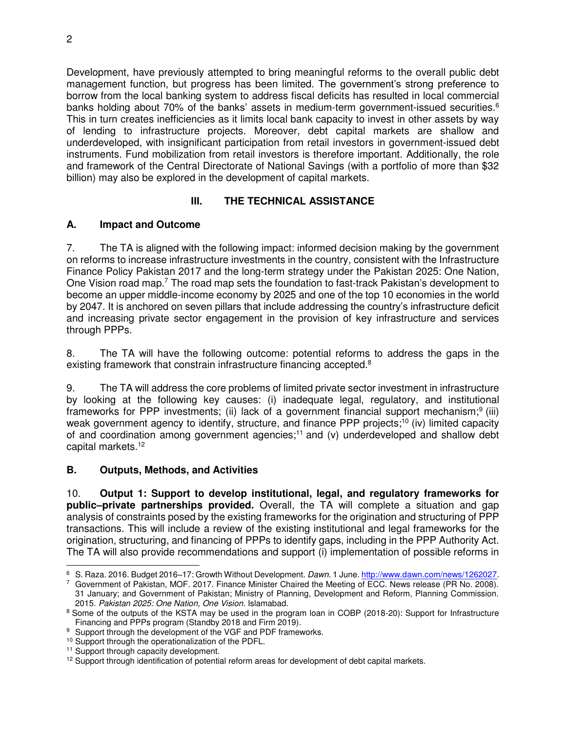Development, have previously attempted to bring meaningful reforms to the overall public debt management function, but progress has been limited. The government's strong preference to borrow from the local banking system to address fiscal deficits has resulted in local commercial banks holding about 70% of the banks' assets in medium-term government-issued securities.[6] This in turn creates inefficiencies as it limits local bank capacity to invest in other assets by way of lending to infrastructure projects. Moreover, debt capital markets are shallow and underdeveloped, with insignificant participation from retail investors in government-issued debt instruments. Fund mobilization from retail investors is therefore important. Additionally, the role and framework of the Central Directorate of National Savings (with a portfolio of more than $32 billion) may also be explored in the development of capital markets.

## III. THE TECHNICAL ASSISTANCE

### A. Impact and Outcome

7. The TA is aligned with the following impact: informed decision making by the government on reforms to increase infrastructure investments in the country, consistent with the Infrastructure Finance Policy Pakistan 2017 and the long-term strategy under the Pakistan 2025: One Nation, One Vision road map.[7] The road map sets the foundation to fast-track Pakistan's development to become an upper middle-income economy by 2025 and one of the top 10 economies in the world by 2047. It is anchored on seven pillars that include addressing the country's infrastructure deficit and increasing private sector engagement in the provision of key infrastructure and services through PPPs.

8. The TA will have the following outcome: potential reforms to address the gaps in the existing framework that constrain infrastructure financing accepted.[8]

9. The TA will address the core problems of limited private sector investment in infrastructure by looking at the following key causes: (i) inadequate legal, regulatory, and institutional frameworks for PPP investments; (ii) lack of a government financial support mechanism;[9] (iii) weak government agency to identify, structure, and finance PPP projects;[10] (iv) limited capacity of and coordination among government agencies;[11] and (v) underdeveloped and shallow debt capital markets.[12]

### B. Outputs, Methods, and Activities

10. **Output 1: Support to develop institutional, legal, and regulatory frameworks for public–private partnerships provided.** Overall, the TA will complete a situation and gap analysis of constraints posed by the existing frameworks for the origination and structuring of PPP transactions. This will include a review of the existing institutional and legal frameworks for the origination, structuring, and financing of PPPs to identify gaps, including in the PPP Authority Act. The TA will also provide recommendations and support (i) implementation of possible reforms in

---

[6] S. Raza. 2016. Budget 2016–17: Growth Without Development. *Dawn.* 1 June. http://www.dawn.com/news/1262027.

[7] Government of Pakistan, MOF. 2017. Finance Minister Chaired the Meeting of ECC. News release (PR No. 2008). 31 January; and Government of Pakistan; Ministry of Planning, Development and Reform, Planning Commission. 2015. *Pakistan 2025: One Nation, One Vision.* Islamabad.

[8] Some of the outputs of the KSTA may be used in the program loan in COBP (2018-20): Support for Infrastructure Financing and PPPs program (Standby 2018 and Firm 2019).

[9] Support through the development of the VGF and PDF frameworks.

[10] Support through the operationalization of the PDFL.

[11] Support through capacity development.

[12] Support through identification of potential reform areas for development of debt capital markets.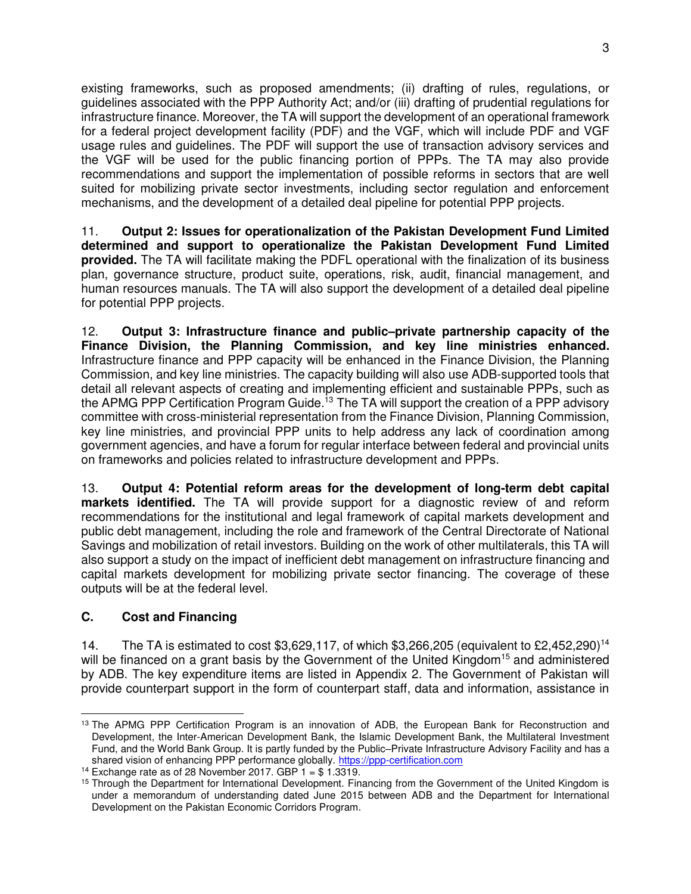existing frameworks, such as proposed amendments; (ii) drafting of rules, regulations, or guidelines associated with the PPP Authority Act; and/or (iii) drafting of prudential regulations for infrastructure finance. Moreover, the TA will support the development of an operational framework for a federal project development facility (PDF) and the VGF, which will include PDF and VGF usage rules and guidelines. The PDF will support the use of transaction advisory services and the VGF will be used for the public financing portion of PPPs. The TA may also provide recommendations and support the implementation of possible reforms in sectors that are well suited for mobilizing private sector investments, including sector regulation and enforcement mechanisms, and the development of a detailed deal pipeline for potential PPP projects.

11. **Output 2: Issues for operationalization of the Pakistan Development Fund Limited determined and support to operationalize the Pakistan Development Fund Limited provided.** The TA will facilitate making the PDFL operational with the finalization of its business plan, governance structure, product suite, operations, risk, audit, financial management, and human resources manuals. The TA will also support the development of a detailed deal pipeline for potential PPP projects.

12. **Output 3: Infrastructure finance and public–private partnership capacity of the Finance Division, the Planning Commission, and key line ministries enhanced.** Infrastructure finance and PPP capacity will be enhanced in the Finance Division, the Planning Commission, and key line ministries. The capacity building will also use ADB-supported tools that detail all relevant aspects of creating and implementing efficient and sustainable PPPs, such as the APMG PPP Certification Program Guide.[13] The TA will support the creation of a PPP advisory committee with cross-ministerial representation from the Finance Division, Planning Commission, key line ministries, and provincial PPP units to help address any lack of coordination among government agencies, and have a forum for regular interface between federal and provincial units on frameworks and policies related to infrastructure development and PPPs.

13. **Output 4: Potential reform areas for the development of long-term debt capital markets identified.** The TA will provide support for a diagnostic review of and reform recommendations for the institutional and legal framework of capital markets development and public debt management, including the role and framework of the Central Directorate of National Savings and mobilization of retail investors. Building on the work of other multilaterals, this TA will also support a study on the impact of inefficient debt management on infrastructure financing and capital markets development for mobilizing private sector financing. The coverage of these outputs will be at the federal level.

### C. Cost and Financing

14. The TA is estimated to cost \$3,629,117, of which \$3,266,205 (equivalent to £2,452,290)[14] will be financed on a grant basis by the Government of the United Kingdom[15] and administered by ADB. The key expenditure items are listed in Appendix 2. The Government of Pakistan will provide counterpart support in the form of counterpart staff, data and information, assistance in

---

[13] The APMG PPP Certification Program is an innovation of ADB, the European Bank for Reconstruction and Development, the Inter-American Development Bank, the Islamic Development Bank, the Multilateral Investment Fund, and the World Bank Group. It is partly funded by the Public–Private Infrastructure Advisory Facility and has a shared vision of enhancing PPP performance globally. https://ppp-certification.com

[14] Exchange rate as of 28 November 2017. GBP 1 = \$ 1.3319.

[15] Through the Department for International Development. Financing from the Government of the United Kingdom is under a memorandum of understanding dated June 2015 between ADB and the Department for International Development on the Pakistan Economic Corridors Program.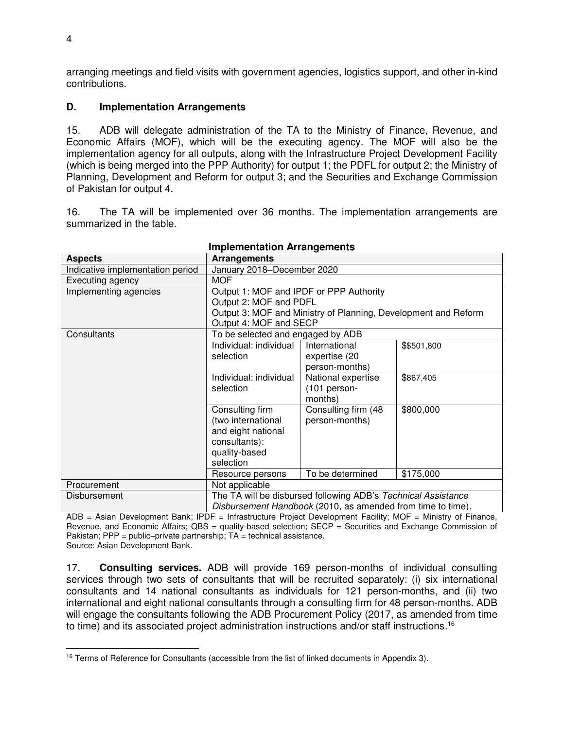arranging meetings and field visits with government agencies, logistics support, and other in-kind contributions.

### D. Implementation Arrangements

15. ADB will delegate administration of the TA to the Ministry of Finance, Revenue, and Economic Affairs (MOF), which will be the executing agency. The MOF will also be the implementation agency for all outputs, along with the Infrastructure Project Development Facility (which is being merged into the PPP Authority) for output 1; the PDFL for output 2; the Ministry of Planning, Development and Reform for output 3; and the Securities and Exchange Commission of Pakistan for output 4.

16. The TA will be implemented over 36 months. The implementation arrangements are summarized in the table.

**Implementation Arrangements**

| Aspects | Arrangements | | |
|---|---|---|---|
| Indicative implementation period | January 2018–December 2020 | | |
| Executing agency | MOF | | |
| Implementing agencies | Output 1: MOF and IPDF or PPP Authority<br>Output 2: MOF and PDFL<br>Output 3: MOF and Ministry of Planning, Development and Reform<br>Output 4: MOF and SECP | | |
| Consultants | To be selected and engaged by ADB | | |
| | Individual: individual selection | International expertise (20 person-months) | $$501,800 |
| | Individual: individual selection | National expertise (101 person-months) | $867,405 |
| | Consulting firm (two international and eight national consultants): quality-based selection | Consulting firm (48 person-months) | $800,000 |
| | Resource persons | To be determined | $175,000 |
| Procurement | Not applicable | | |
| Disbursement | The TA will be disbursed following ADB's *Technical Assistance Disbursement Handbook* (2010, as amended from time to time). | | |

ADB = Asian Development Bank; IPDF = Infrastructure Project Development Facility; MOF = Ministry of Finance, Revenue, and Economic Affairs; QBS = quality-based selection; SECP = Securities and Exchange Commission of Pakistan; PPP = public–private partnership; TA = technical assistance.
Source: Asian Development Bank.

17. **Consulting services.** ADB will provide 169 person-months of individual consulting services through two sets of consultants that will be recruited separately: (i) six international consultants and 14 national consultants as individuals for 121 person-months, and (ii) two international and eight national consultants through a consulting firm for 48 person-months. ADB will engage the consultants following the ADB Procurement Policy (2017, as amended from time to time) and its associated project administration instructions and/or staff instructions.[16]

[16] Terms of Reference for Consultants (accessible from the list of linked documents in Appendix 3).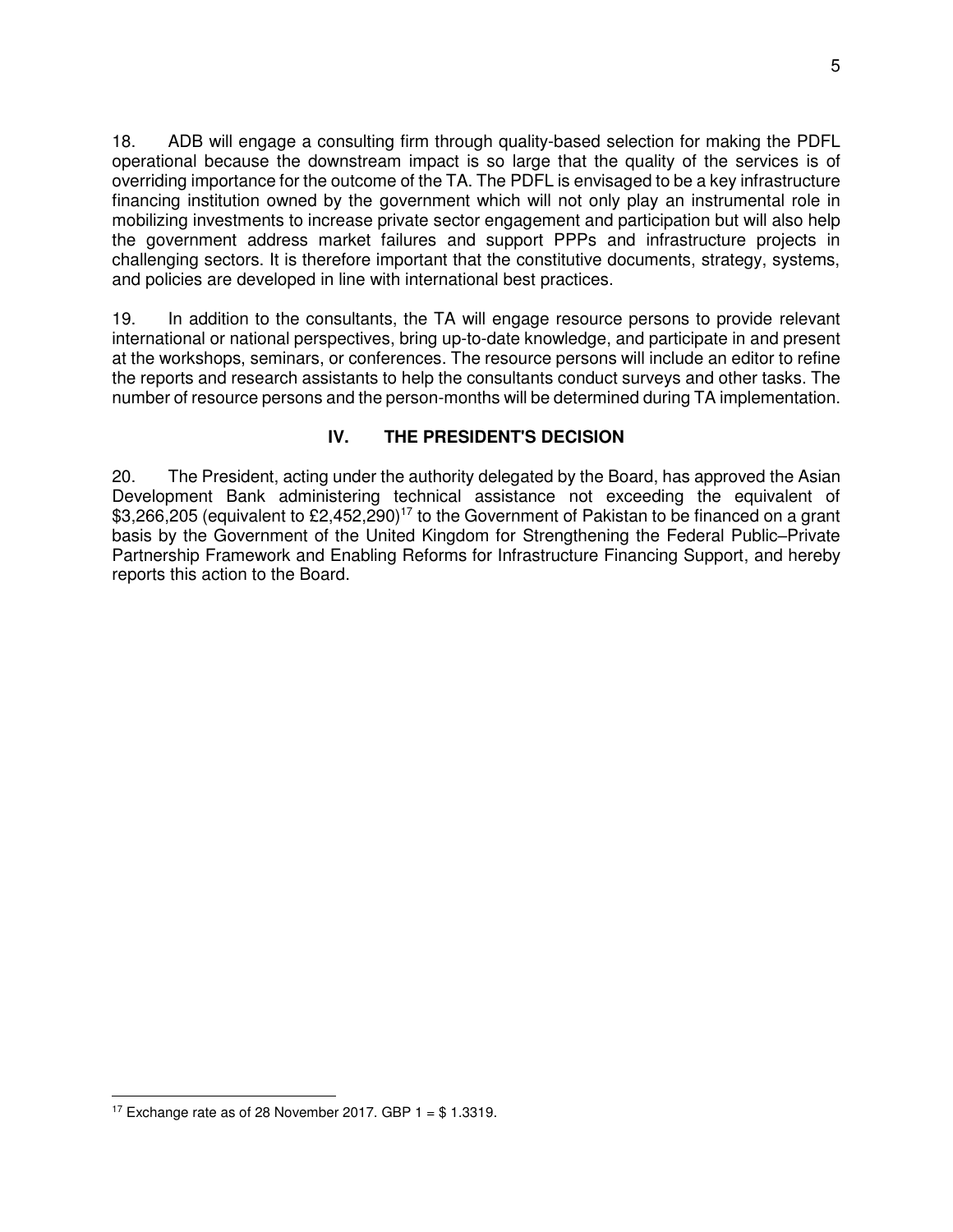18. ADB will engage a consulting firm through quality-based selection for making the PDFL operational because the downstream impact is so large that the quality of the services is of overriding importance for the outcome of the TA. The PDFL is envisaged to be a key infrastructure financing institution owned by the government which will not only play an instrumental role in mobilizing investments to increase private sector engagement and participation but will also help the government address market failures and support PPPs and infrastructure projects in challenging sectors. It is therefore important that the constitutive documents, strategy, systems, and policies are developed in line with international best practices.

19. In addition to the consultants, the TA will engage resource persons to provide relevant international or national perspectives, bring up-to-date knowledge, and participate in and present at the workshops, seminars, or conferences. The resource persons will include an editor to refine the reports and research assistants to help the consultants conduct surveys and other tasks. The number of resource persons and the person-months will be determined during TA implementation.

## IV. THE PRESIDENT'S DECISION

20. The President, acting under the authority delegated by the Board, has approved the Asian Development Bank administering technical assistance not exceeding the equivalent of \$3,266,205 (equivalent to £2,452,290)[17] to the Government of Pakistan to be financed on a grant basis by the Government of the United Kingdom for Strengthening the Federal Public–Private Partnership Framework and Enabling Reforms for Infrastructure Financing Support, and hereby reports this action to the Board.

[17] Exchange rate as of 28 November 2017. GBP 1 = \$ 1.3319.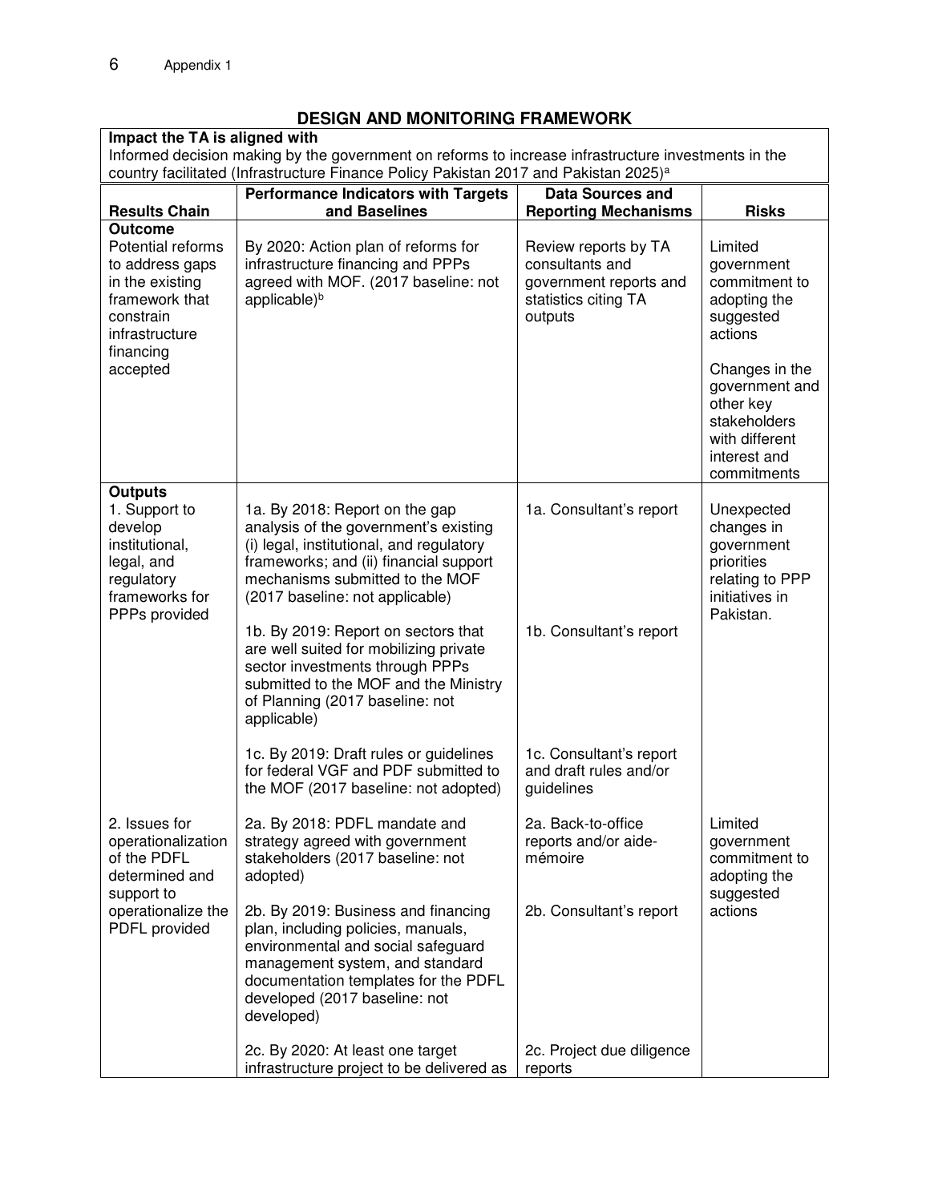## DESIGN AND MONITORING FRAMEWORK

**Impact the TA is aligned with**

Informed decision making by the government on reforms to increase infrastructure investments in the country facilitated (Infrastructure Finance Policy Pakistan 2017 and Pakistan 2025)[a]

| Results Chain | Performance Indicators with Targets and Baselines | Data Sources and Reporting Mechanisms | Risks |
|---|---|---|---|
| **Outcome**<br>Potential reforms to address gaps in the existing framework that constrain infrastructure financing accepted | By 2020: Action plan of reforms for infrastructure financing and PPPs agreed with MOF. (2017 baseline: not applicable)[b] | Review reports by TA consultants and government reports and statistics citing TA outputs | Limited government commitment to adopting the suggested actions<br><br>Changes in the government and other key stakeholders with different interest and commitments |
| **Outputs**<br>1. Support to develop institutional, legal, and regulatory frameworks for PPPs provided | 1a. By 2018: Report on the gap analysis of the government's existing (i) legal, institutional, and regulatory frameworks; and (ii) financial support mechanisms submitted to the MOF (2017 baseline: not applicable) | 1a. Consultant's report | Unexpected changes in government priorities relating to PPP initiatives in Pakistan. |
| | 1b. By 2019: Report on sectors that are well suited for mobilizing private sector investments through PPPs submitted to the MOF and the Ministry of Planning (2017 baseline: not applicable) | 1b. Consultant's report | |
| | 1c. By 2019: Draft rules or guidelines for federal VGF and PDF submitted to the MOF (2017 baseline: not adopted) | 1c. Consultant's report and draft rules and/or guidelines | |
| 2. Issues for operationalization of the PDFL determined and support to operationalize the PDFL provided | 2a. By 2018: PDFL mandate and strategy agreed with government stakeholders (2017 baseline: not adopted) | 2a. Back-to-office reports and/or aide-mémoire | Limited government commitment to adopting the suggested actions |
| | 2b. By 2019: Business and financing plan, including policies, manuals, environmental and social safeguard management system, and standard documentation templates for the PDFL developed (2017 baseline: not developed) | 2b. Consultant's report | |
| | 2c. By 2020: At least one target infrastructure project to be delivered as | 2c. Project due diligence reports | |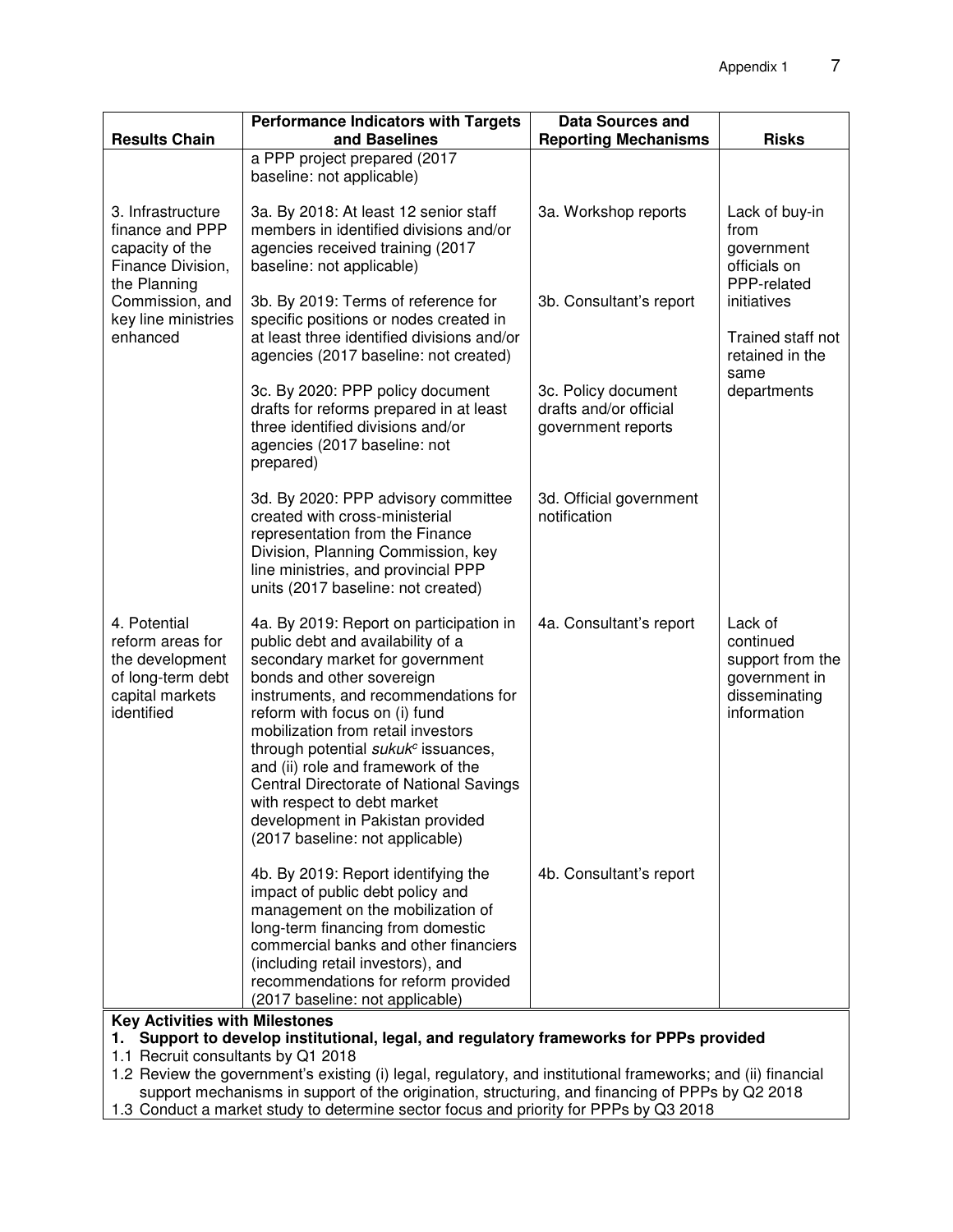| Results Chain | Performance Indicators with Targets and Baselines | Data Sources and Reporting Mechanisms | Risks |
|---|---|---|---|
| | a PPP project prepared (2017 baseline: not applicable) | | |
| 3. Infrastructure finance and PPP capacity of the Finance Division, the Planning Commission, and key line ministries enhanced | 3a. By 2018: At least 12 senior staff members in identified divisions and/or agencies received training (2017 baseline: not applicable) | 3a. Workshop reports | Lack of buy-in from government officials on PPP-related initiatives<br><br>Trained staff not retained in the same departments |
| | 3b. By 2019: Terms of reference for specific positions or nodes created in at least three identified divisions and/or agencies (2017 baseline: not created) | 3b. Consultant's report | |
| | 3c. By 2020: PPP policy document drafts for reforms prepared in at least three identified divisions and/or agencies (2017 baseline: not prepared) | 3c. Policy document drafts and/or official government reports | |
| | 3d. By 2020: PPP advisory committee created with cross-ministerial representation from the Finance Division, Planning Commission, key line ministries, and provincial PPP units (2017 baseline: not created) | 3d. Official government notification | |
| 4. Potential reform areas for the development of long-term debt capital markets identified | 4a. By 2019: Report on participation in public debt and availability of a secondary market for government bonds and other sovereign instruments, and recommendations for reform with focus on (i) fund mobilization from retail investors through potential *sukuk*[c] issuances, and (ii) role and framework of the Central Directorate of National Savings with respect to debt market development in Pakistan provided (2017 baseline: not applicable) | 4a. Consultant's report | Lack of continued support from the government in disseminating information |
| | 4b. By 2019: Report identifying the impact of public debt policy and management on the mobilization of long-term financing from domestic commercial banks and other financiers (including retail investors), and recommendations for reform provided (2017 baseline: not applicable) | 4b. Consultant's report | |

**Key Activities with Milestones**

**1. Support to develop institutional, legal, and regulatory frameworks for PPPs provided**

1.1 Recruit consultants by Q1 2018

1.2 Review the government's existing (i) legal, regulatory, and institutional frameworks; and (ii) financial support mechanisms in support of the origination, structuring, and financing of PPPs by Q2 2018

1.3 Conduct a market study to determine sector focus and priority for PPPs by Q3 2018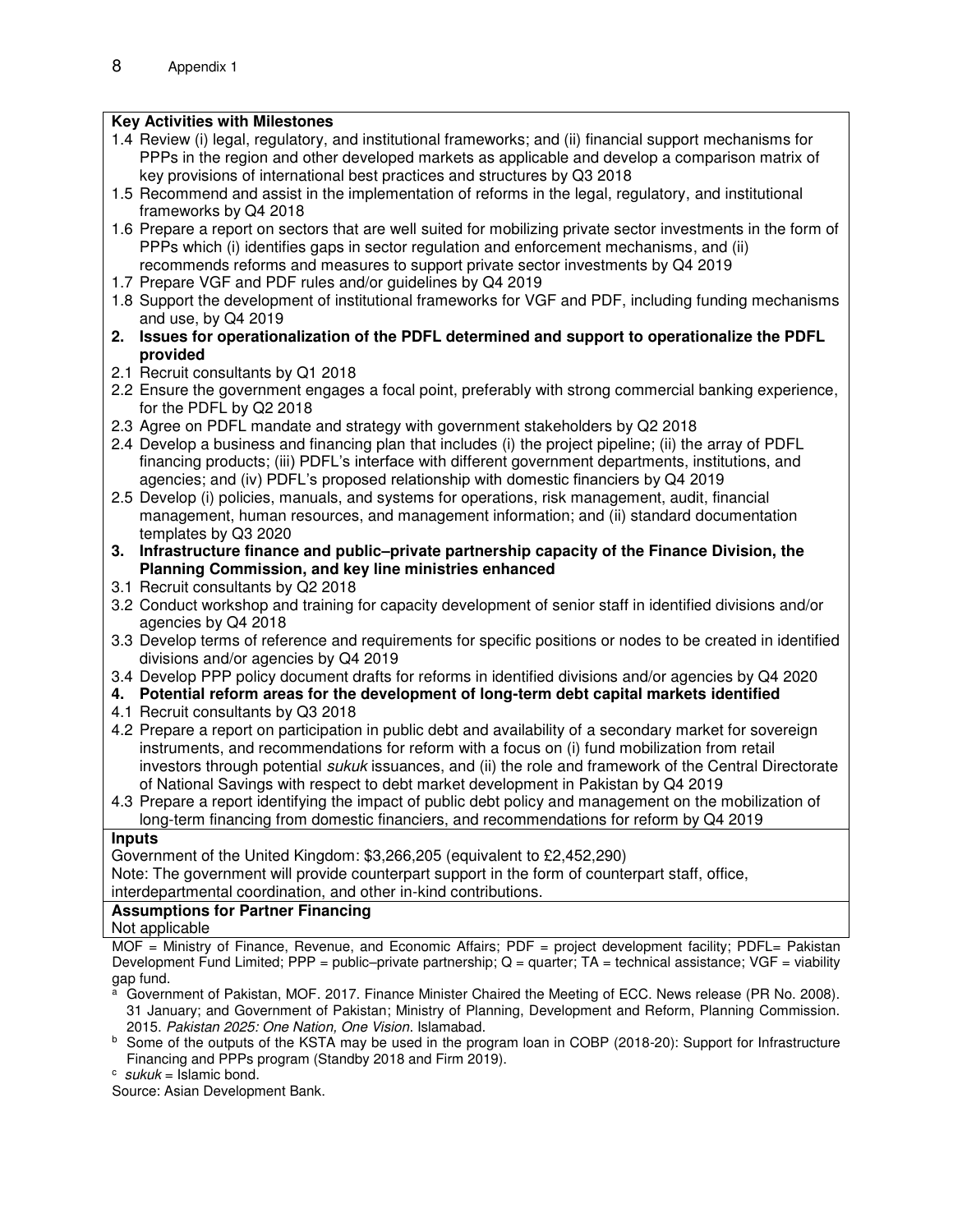**Key Activities with Milestones**

1.4 Review (i) legal, regulatory, and institutional frameworks; and (ii) financial support mechanisms for PPPs in the region and other developed markets as applicable and develop a comparison matrix of key provisions of international best practices and structures by Q3 2018

1.5 Recommend and assist in the implementation of reforms in the legal, regulatory, and institutional frameworks by Q4 2018

1.6 Prepare a report on sectors that are well suited for mobilizing private sector investments in the form of PPPs which (i) identifies gaps in sector regulation and enforcement mechanisms, and (ii) recommends reforms and measures to support private sector investments by Q4 2019

1.7 Prepare VGF and PDF rules and/or guidelines by Q4 2019

1.8 Support the development of institutional frameworks for VGF and PDF, including funding mechanisms and use, by Q4 2019

**2. Issues for operationalization of the PDFL determined and support to operationalize the PDFL provided**

2.1 Recruit consultants by Q1 2018

2.2 Ensure the government engages a focal point, preferably with strong commercial banking experience, for the PDFL by Q2 2018

2.3 Agree on PDFL mandate and strategy with government stakeholders by Q2 2018

2.4 Develop a business and financing plan that includes (i) the project pipeline; (ii) the array of PDFL financing products; (iii) PDFL's interface with different government departments, institutions, and agencies; and (iv) PDFL's proposed relationship with domestic financiers by Q4 2019

2.5 Develop (i) policies, manuals, and systems for operations, risk management, audit, financial management, human resources, and management information; and (ii) standard documentation templates by Q3 2020

**3. Infrastructure finance and public–private partnership capacity of the Finance Division, the Planning Commission, and key line ministries enhanced**

3.1 Recruit consultants by Q2 2018

3.2 Conduct workshop and training for capacity development of senior staff in identified divisions and/or agencies by Q4 2018

3.3 Develop terms of reference and requirements for specific positions or nodes to be created in identified divisions and/or agencies by Q4 2019

3.4 Develop PPP policy document drafts for reforms in identified divisions and/or agencies by Q4 2020

**4. Potential reform areas for the development of long-term debt capital markets identified**

4.1 Recruit consultants by Q3 2018

4.2 Prepare a report on participation in public debt and availability of a secondary market for sovereign instruments, and recommendations for reform with a focus on (i) fund mobilization from retail investors through potential *sukuk* issuances, and (ii) the role and framework of the Central Directorate of National Savings with respect to debt market development in Pakistan by Q4 2019

4.3 Prepare a report identifying the impact of public debt policy and management on the mobilization of long-term financing from domestic financiers, and recommendations for reform by Q4 2019

**Inputs**

Government of the United Kingdom: $3,266,205 (equivalent to £2,452,290)

Note: The government will provide counterpart support in the form of counterpart staff, office, interdepartmental coordination, and other in-kind contributions.

**Assumptions for Partner Financing**

Not applicable

MOF = Ministry of Finance, Revenue, and Economic Affairs; PDF = project development facility; PDFL= Pakistan Development Fund Limited; PPP = public–private partnership; Q = quarter; TA = technical assistance; VGF = viability gap fund.

[a] Government of Pakistan, MOF. 2017. Finance Minister Chaired the Meeting of ECC. News release (PR No. 2008). 31 January; and Government of Pakistan; Ministry of Planning, Development and Reform, Planning Commission. 2015. *Pakistan 2025: One Nation, One Vision.* Islamabad.

[b] Some of the outputs of the KSTA may be used in the program loan in COBP (2018-20): Support for Infrastructure Financing and PPPs program (Standby 2018 and Firm 2019).

[c] *sukuk* = Islamic bond.

Source: Asian Development Bank.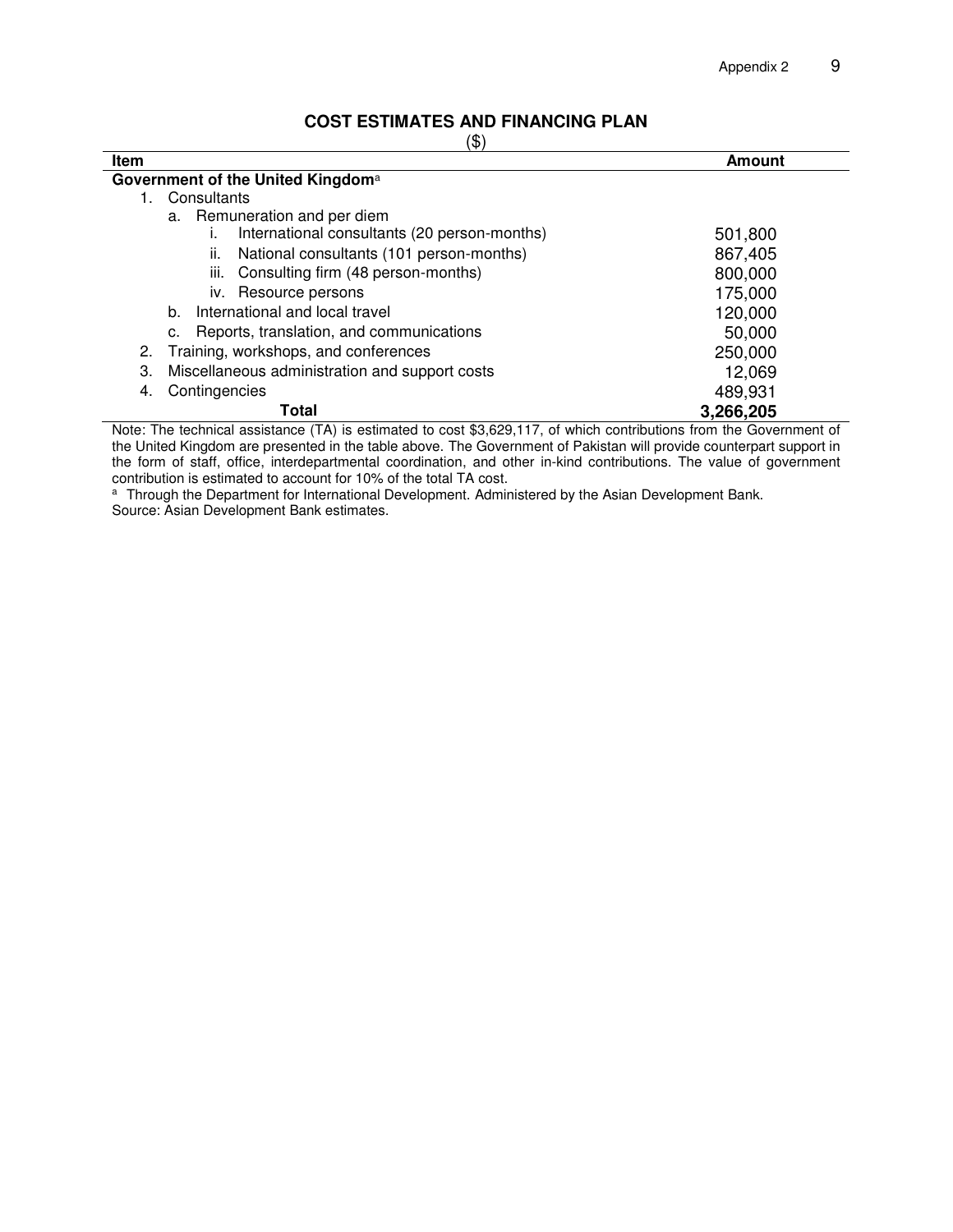## COST ESTIMATES AND FINANCING PLAN

($)

| Item | Amount |
|---|---|
| **Government of the United Kingdom**[a] | |
| 1. Consultants | |
| a. Remuneration and per diem | |
| i. International consultants (20 person-months) | 501,800 |
| ii. National consultants (101 person-months) | 867,405 |
| iii. Consulting firm (48 person-months) | 800,000 |
| iv. Resource persons | 175,000 |
| b. International and local travel | 120,000 |
| c. Reports, translation, and communications | 50,000 |
| 2. Training, workshops, and conferences | 250,000 |
| 3. Miscellaneous administration and support costs | 12,069 |
| 4. Contingencies | 489,931 |
| **Total** | **3,266,205** |

Note: The technical assistance (TA) is estimated to cost $3,629,117, of which contributions from the Government of the United Kingdom are presented in the table above. The Government of Pakistan will provide counterpart support in the form of staff, office, interdepartmental coordination, and other in-kind contributions. The value of government contribution is estimated to account for 10% of the total TA cost.

[a] Through the Department for International Development. Administered by the Asian Development Bank.

Source: Asian Development Bank estimates.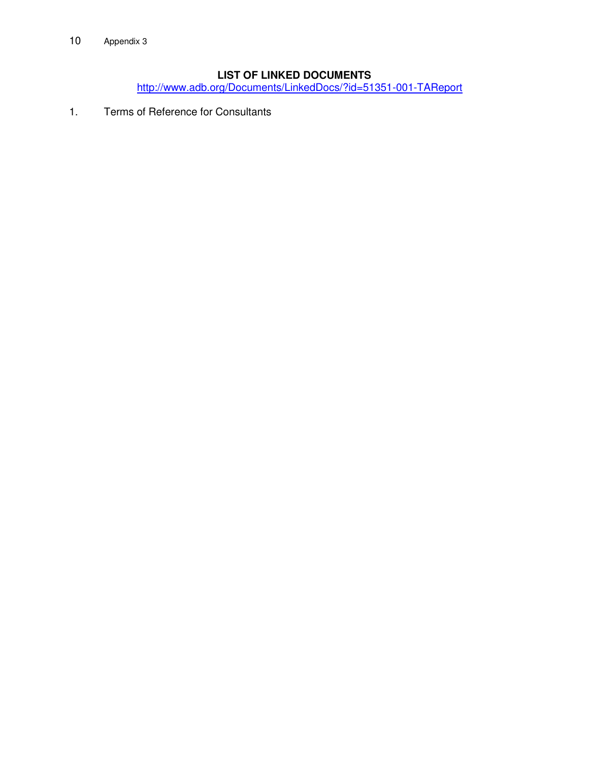Appendix 3

**LIST OF LINKED DOCUMENTS**

http://www.adb.org/Documents/LinkedDocs/?id=51351-001-TAReport

1. Terms of Reference for Consultants